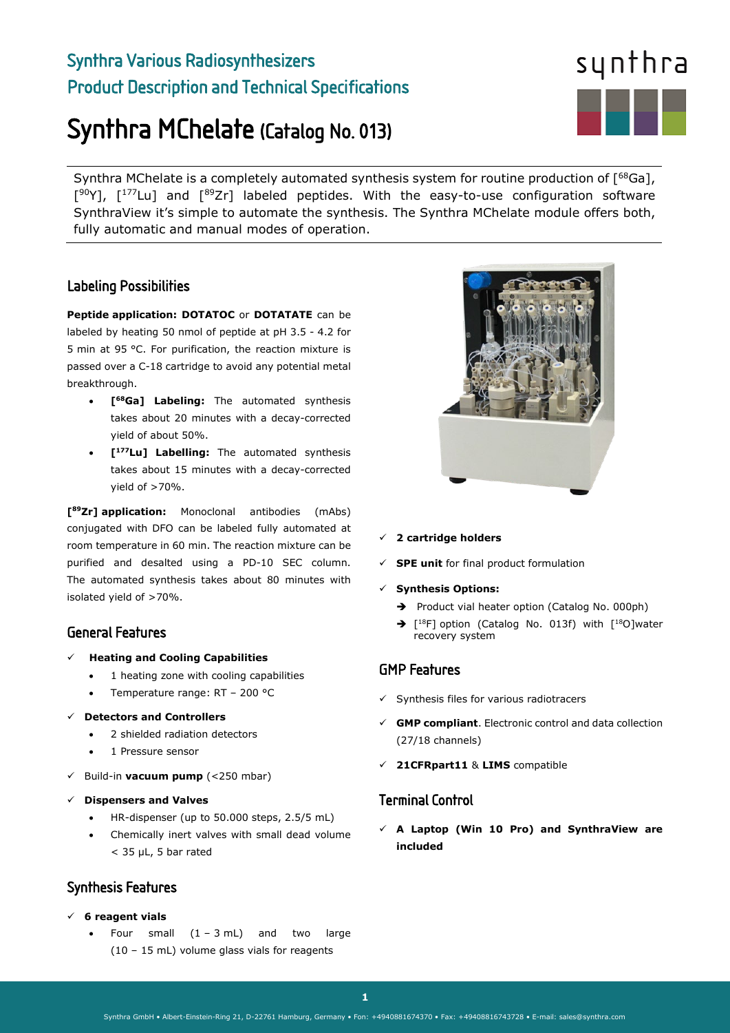# Synthra Various Radiosynthesizers

## Product Description and Technical Specifications

# Synthra MChelate (Catalog No. 013)

Synthra MChelate is a completely automated synthesis system for routine production of [$^{68}$Ga], [$^{90}$Y], [$^{177}$Lu] and [$^{89}$Zr] labeled peptides. With the easy-to-use configuration software SynthraView it's simple to automate the synthesis. The Synthra MChelate module offers both, fully automatic and manual modes of operation.

## Labeling Possibilities

**Peptide application: DOTATOC** or **DOTATATE** can be labeled by heating 50 nmol of peptide at pH 3.5 - 4.2 for 5 min at 95 °C. For purification, the reaction mixture is passed over a C-18 cartridge to avoid any potential metal breakthrough.

- **[$^{68}$Ga] Labeling:** The automated synthesis takes about 20 minutes with a decay-corrected yield of about 50%.
- **[$^{177}$Lu] Labelling:** The automated synthesis takes about 15 minutes with a decay-corrected yield of >70%.

**[$^{89}$Zr] application:** Monoclonal antibodies (mAbs) conjugated with DFO can be labeled fully automated at room temperature in 60 min. The reaction mixture can be purified and desalted using a PD-10 SEC column. The automated synthesis takes about 80 minutes with isolated yield of >70%.

## General Features

- ✓ **Heating and Cooling Capabilities**
  - 1 heating zone with cooling capabilities
  - Temperature range: RT – 200 °C
- ✓ **Detectors and Controllers**
  - 2 shielded radiation detectors
  - 1 Pressure sensor
- ✓ Build-in **vacuum pump** (<250 mbar)
- ✓ **Dispensers and Valves**
  - HR-dispenser (up to 50.000 steps, 2.5/5 mL)
  - Chemically inert valves with small dead volume < 35 µL, 5 bar rated

## Synthesis Features

- ✓ **6 reagent vials**
  - Four small (1 – 3 mL) and two large (10 – 15 mL) volume glass vials for reagents
- ✓ **2 cartridge holders**
- ✓ **SPE unit** for final product formulation
- ✓ **Synthesis Options:**
  - ➔ Product vial heater option (Catalog No. 000ph)
  - ➔ [$^{18}$F] option (Catalog No. 013f) with [$^{18}$O]water recovery system

## GMP Features

- ✓ Synthesis files for various radiotracers
- ✓ **GMP compliant**. Electronic control and data collection (27/18 channels)
- ✓ **21CFRpart11** & **LIMS** compatible

## Terminal Control

- ✓ **A Laptop (Win 10 Pro) and SynthraView are included**

Synthra GmbH • Albert-Einstein-Ring 21, D-22761 Hamburg, Germany • Fon: +4940881674370 • Fax: +49408816743728 • E-mail: sales@synthra.com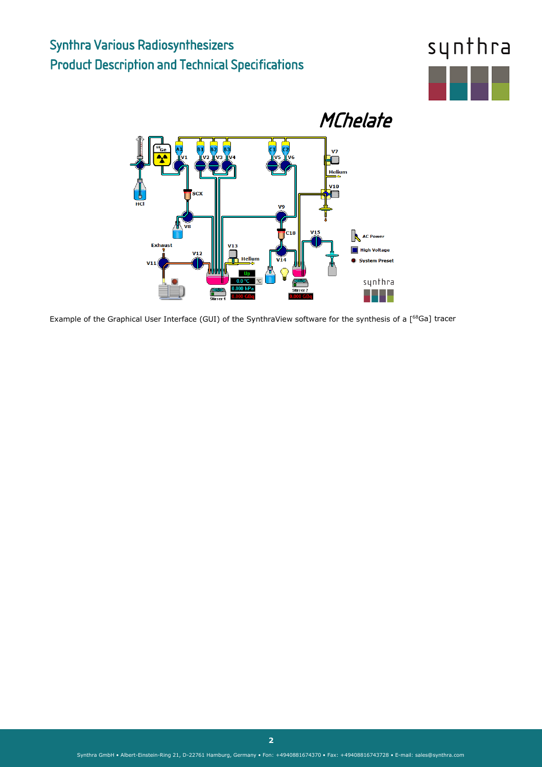# MChelate

$^{68}$Ge

A1
B1
B2
B3
C1
C2
V1
V2
V3
V4
V5
V6
V7
Helium
V10
HCl
SCX
V8
V9
C18
V15
AC Power
High Voltage
System Preset
Exhaust
V12
V13
Helium
V11
V14
Up
0.0 °C
°C
0.000 hPa
0.000 GBq
Stirrer 1
Stirrer 2
0.000 GBq
synthra

Example of the Graphical User Interface (GUI) of the SynthraView software for the synthesis of a [$^{68}$Ga] tracer